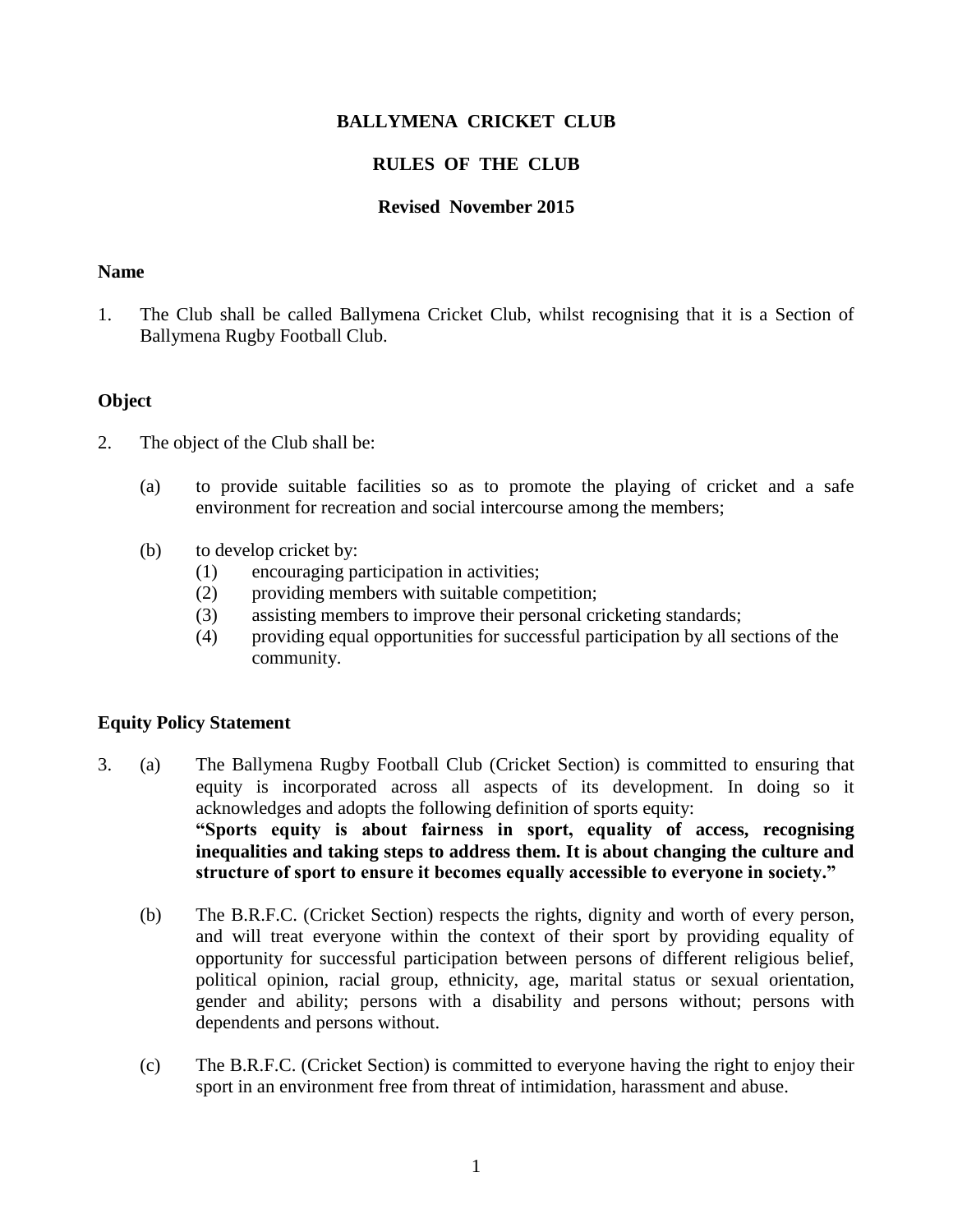# BALLYMENA CRICKET CLUB

## RULES OF THE CLUB

### Revised November 2015

**Name**

1. The Club shall be called Ballymena Cricket Club, whilst recognising that it is a Section of Ballymena Rugby Football Club.

**Object**

2. The object of the Club shall be:

   (a) to provide suitable facilities so as to promote the playing of cricket and a safe environment for recreation and social intercourse among the members;

   (b) to develop cricket by:
      (1) encouraging participation in activities;
      (2) providing members with suitable competition;
      (3) assisting members to improve their personal cricketing standards;
      (4) providing equal opportunities for successful participation by all sections of the community.

**Equity Policy Statement**

3. (a) The Ballymena Rugby Football Club (Cricket Section) is committed to ensuring that equity is incorporated across all aspects of its development. In doing so it acknowledges and adopts the following definition of sports equity:
   **"Sports equity is about fairness in sport, equality of access, recognising inequalities and taking steps to address them. It is about changing the culture and structure of sport to ensure it becomes equally accessible to everyone in society."**

   (b) The B.R.F.C. (Cricket Section) respects the rights, dignity and worth of every person, and will treat everyone within the context of their sport by providing equality of opportunity for successful participation between persons of different religious belief, political opinion, racial group, ethnicity, age, marital status or sexual orientation, gender and ability; persons with a disability and persons without; persons with dependents and persons without.

   (c) The B.R.F.C. (Cricket Section) is committed to everyone having the right to enjoy their sport in an environment free from threat of intimidation, harassment and abuse.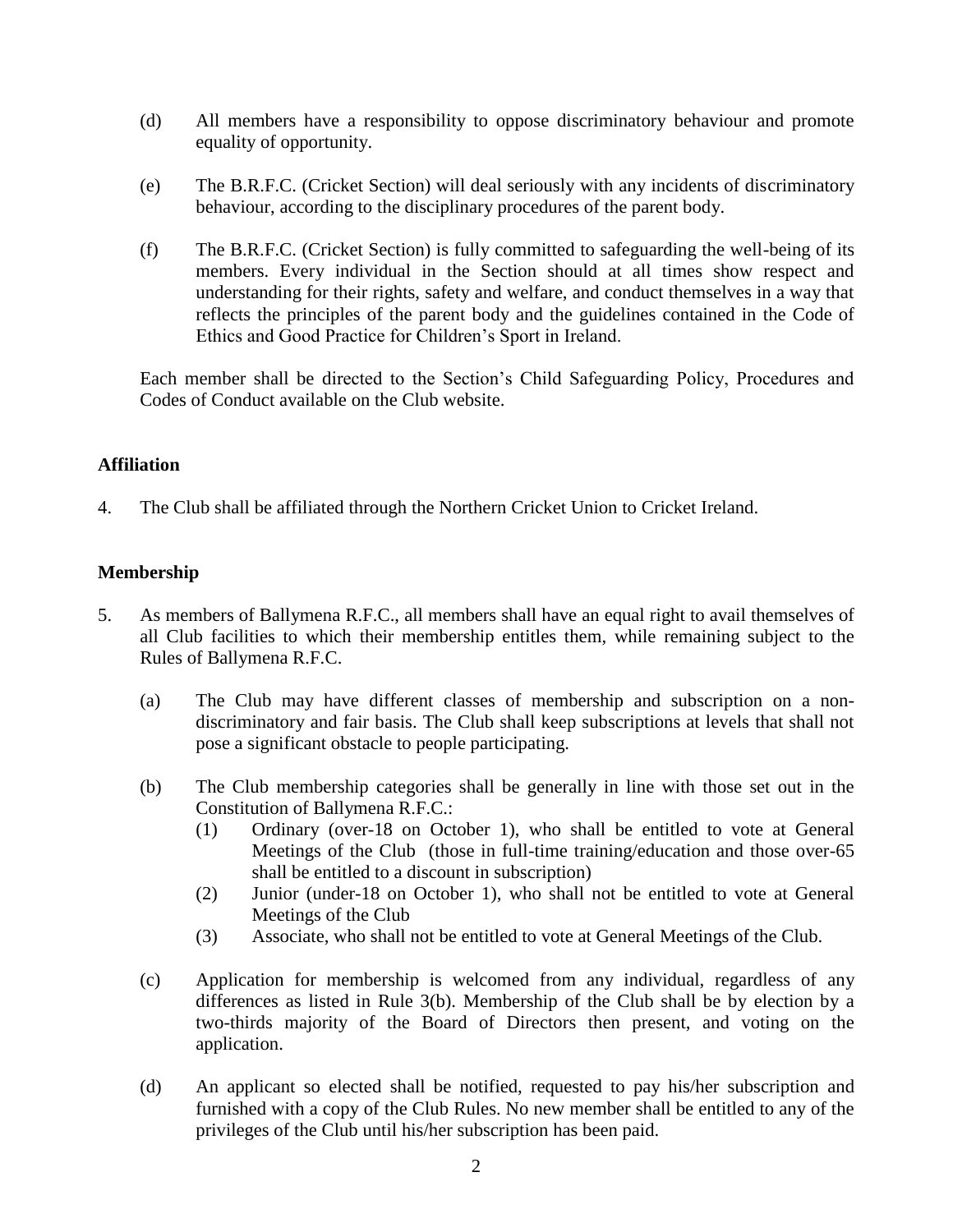(d) All members have a responsibility to oppose discriminatory behaviour and promote equality of opportunity.

(e) The B.R.F.C. (Cricket Section) will deal seriously with any incidents of discriminatory behaviour, according to the disciplinary procedures of the parent body.

(f) The B.R.F.C. (Cricket Section) is fully committed to safeguarding the well-being of its members. Every individual in the Section should at all times show respect and understanding for their rights, safety and welfare, and conduct themselves in a way that reflects the principles of the parent body and the guidelines contained in the Code of Ethics and Good Practice for Children's Sport in Ireland.

Each member shall be directed to the Section's Child Safeguarding Policy, Procedures and Codes of Conduct available on the Club website.

**Affiliation**

4. The Club shall be affiliated through the Northern Cricket Union to Cricket Ireland.

**Membership**

5. As members of Ballymena R.F.C., all members shall have an equal right to avail themselves of all Club facilities to which their membership entitles them, while remaining subject to the Rules of Ballymena R.F.C.

   (a) The Club may have different classes of membership and subscription on a non-discriminatory and fair basis. The Club shall keep subscriptions at levels that shall not pose a significant obstacle to people participating.

   (b) The Club membership categories shall be generally in line with those set out in the Constitution of Ballymena R.F.C.:
      (1) Ordinary (over-18 on October 1), who shall be entitled to vote at General Meetings of the Club (those in full-time training/education and those over-65 shall be entitled to a discount in subscription)
      (2) Junior (under-18 on October 1), who shall not be entitled to vote at General Meetings of the Club
      (3) Associate, who shall not be entitled to vote at General Meetings of the Club.

   (c) Application for membership is welcomed from any individual, regardless of any differences as listed in Rule 3(b). Membership of the Club shall be by election by a two-thirds majority of the Board of Directors then present, and voting on the application.

   (d) An applicant so elected shall be notified, requested to pay his/her subscription and furnished with a copy of the Club Rules. No new member shall be entitled to any of the privileges of the Club until his/her subscription has been paid.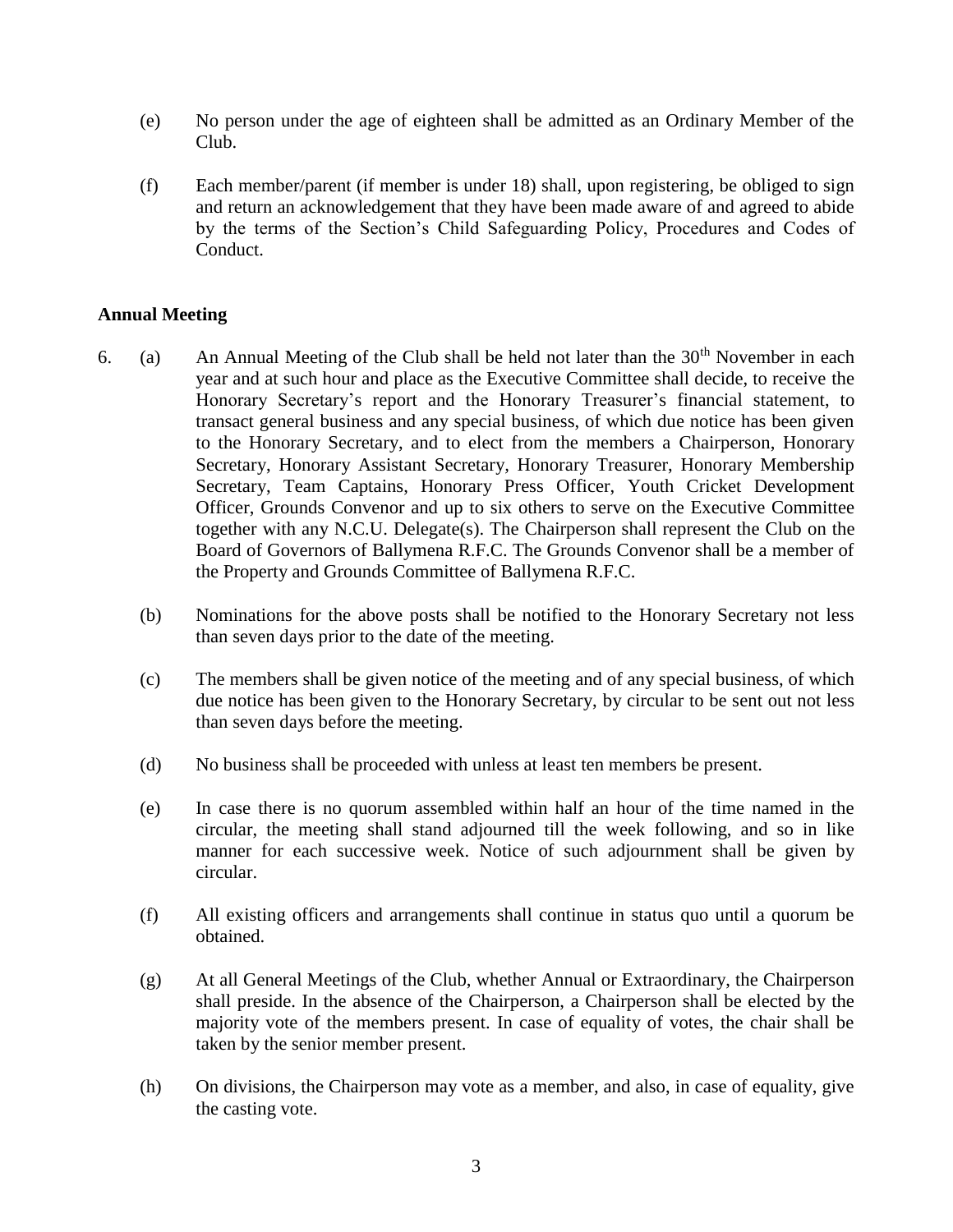(e) No person under the age of eighteen shall be admitted as an Ordinary Member of the Club.

(f) Each member/parent (if member is under 18) shall, upon registering, be obliged to sign and return an acknowledgement that they have been made aware of and agreed to abide by the terms of the Section's Child Safeguarding Policy, Procedures and Codes of Conduct.

**Annual Meeting**

6. (a) An Annual Meeting of the Club shall be held not later than the 30th November in each year and at such hour and place as the Executive Committee shall decide, to receive the Honorary Secretary's report and the Honorary Treasurer's financial statement, to transact general business and any special business, of which due notice has been given to the Honorary Secretary, and to elect from the members a Chairperson, Honorary Secretary, Honorary Assistant Secretary, Honorary Treasurer, Honorary Membership Secretary, Team Captains, Honorary Press Officer, Youth Cricket Development Officer, Grounds Convenor and up to six others to serve on the Executive Committee together with any N.C.U. Delegate(s). The Chairperson shall represent the Club on the Board of Governors of Ballymena R.F.C. The Grounds Convenor shall be a member of the Property and Grounds Committee of Ballymena R.F.C.

(b) Nominations for the above posts shall be notified to the Honorary Secretary not less than seven days prior to the date of the meeting.

(c) The members shall be given notice of the meeting and of any special business, of which due notice has been given to the Honorary Secretary, by circular to be sent out not less than seven days before the meeting.

(d) No business shall be proceeded with unless at least ten members be present.

(e) In case there is no quorum assembled within half an hour of the time named in the circular, the meeting shall stand adjourned till the week following, and so in like manner for each successive week. Notice of such adjournment shall be given by circular.

(f) All existing officers and arrangements shall continue in status quo until a quorum be obtained.

(g) At all General Meetings of the Club, whether Annual or Extraordinary, the Chairperson shall preside. In the absence of the Chairperson, a Chairperson shall be elected by the majority vote of the members present. In case of equality of votes, the chair shall be taken by the senior member present.

(h) On divisions, the Chairperson may vote as a member, and also, in case of equality, give the casting vote.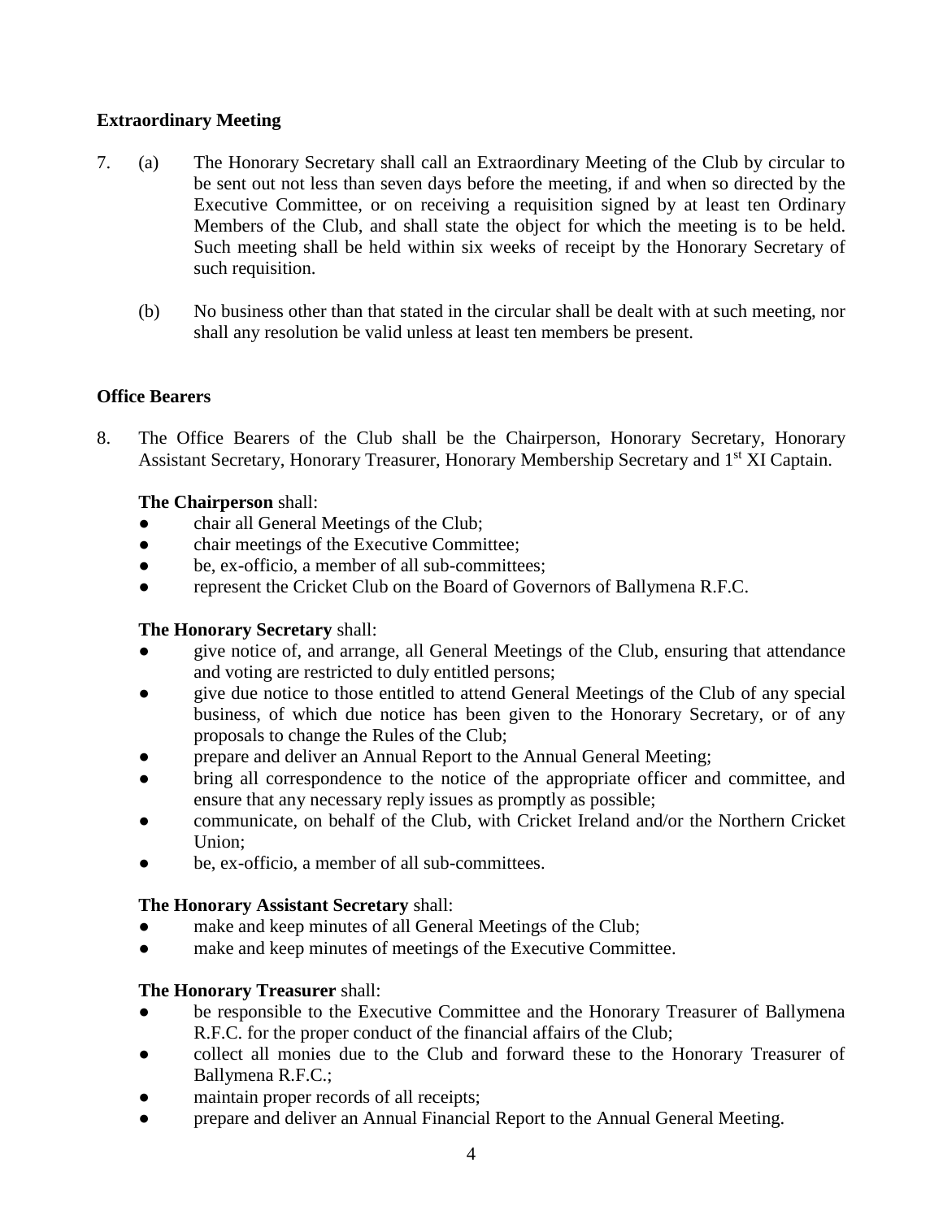### Extraordinary Meeting

7. (a) The Honorary Secretary shall call an Extraordinary Meeting of the Club by circular to be sent out not less than seven days before the meeting, if and when so directed by the Executive Committee, or on receiving a requisition signed by at least ten Ordinary Members of the Club, and shall state the object for which the meeting is to be held. Such meeting shall be held within six weeks of receipt by the Honorary Secretary of such requisition.

   (b) No business other than that stated in the circular shall be dealt with at such meeting, nor shall any resolution be valid unless at least ten members be present.

### Office Bearers

8. The Office Bearers of the Club shall be the Chairperson, Honorary Secretary, Honorary Assistant Secretary, Honorary Treasurer, Honorary Membership Secretary and 1st XI Captain.

   **The Chairperson** shall:
   - chair all General Meetings of the Club;
   - chair meetings of the Executive Committee;
   - be, ex-officio, a member of all sub-committees;
   - represent the Cricket Club on the Board of Governors of Ballymena R.F.C.

   **The Honorary Secretary** shall:
   - give notice of, and arrange, all General Meetings of the Club, ensuring that attendance and voting are restricted to duly entitled persons;
   - give due notice to those entitled to attend General Meetings of the Club of any special business, of which due notice has been given to the Honorary Secretary, or of any proposals to change the Rules of the Club;
   - prepare and deliver an Annual Report to the Annual General Meeting;
   - bring all correspondence to the notice of the appropriate officer and committee, and ensure that any necessary reply issues as promptly as possible;
   - communicate, on behalf of the Club, with Cricket Ireland and/or the Northern Cricket Union;
   - be, ex-officio, a member of all sub-committees.

   **The Honorary Assistant Secretary** shall:
   - make and keep minutes of all General Meetings of the Club;
   - make and keep minutes of meetings of the Executive Committee.

   **The Honorary Treasurer** shall:
   - be responsible to the Executive Committee and the Honorary Treasurer of Ballymena R.F.C. for the proper conduct of the financial affairs of the Club;
   - collect all monies due to the Club and forward these to the Honorary Treasurer of Ballymena R.F.C.;
   - maintain proper records of all receipts;
   - prepare and deliver an Annual Financial Report to the Annual General Meeting.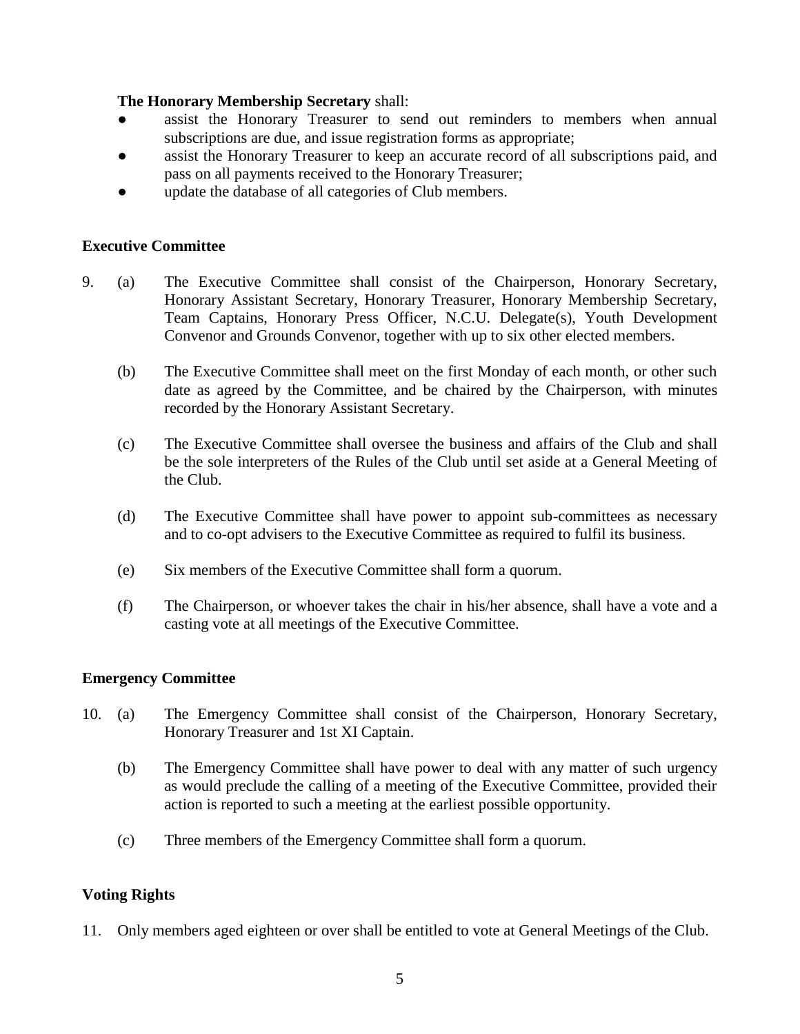**The Honorary Membership Secretary** shall:

- assist the Honorary Treasurer to send out reminders to members when annual subscriptions are due, and issue registration forms as appropriate;
- assist the Honorary Treasurer to keep an accurate record of all subscriptions paid, and pass on all payments received to the Honorary Treasurer;
- update the database of all categories of Club members.

### Executive Committee

9. (a) The Executive Committee shall consist of the Chairperson, Honorary Secretary, Honorary Assistant Secretary, Honorary Treasurer, Honorary Membership Secretary, Team Captains, Honorary Press Officer, N.C.U. Delegate(s), Youth Development Convenor and Grounds Convenor, together with up to six other elected members.

   (b) The Executive Committee shall meet on the first Monday of each month, or other such date as agreed by the Committee, and be chaired by the Chairperson, with minutes recorded by the Honorary Assistant Secretary.

   (c) The Executive Committee shall oversee the business and affairs of the Club and shall be the sole interpreters of the Rules of the Club until set aside at a General Meeting of the Club.

   (d) The Executive Committee shall have power to appoint sub-committees as necessary and to co-opt advisers to the Executive Committee as required to fulfil its business.

   (e) Six members of the Executive Committee shall form a quorum.

   (f) The Chairperson, or whoever takes the chair in his/her absence, shall have a vote and a casting vote at all meetings of the Executive Committee.

### Emergency Committee

10. (a) The Emergency Committee shall consist of the Chairperson, Honorary Secretary, Honorary Treasurer and 1st XI Captain.

    (b) The Emergency Committee shall have power to deal with any matter of such urgency as would preclude the calling of a meeting of the Executive Committee, provided their action is reported to such a meeting at the earliest possible opportunity.

    (c) Three members of the Emergency Committee shall form a quorum.

### Voting Rights

11. Only members aged eighteen or over shall be entitled to vote at General Meetings of the Club.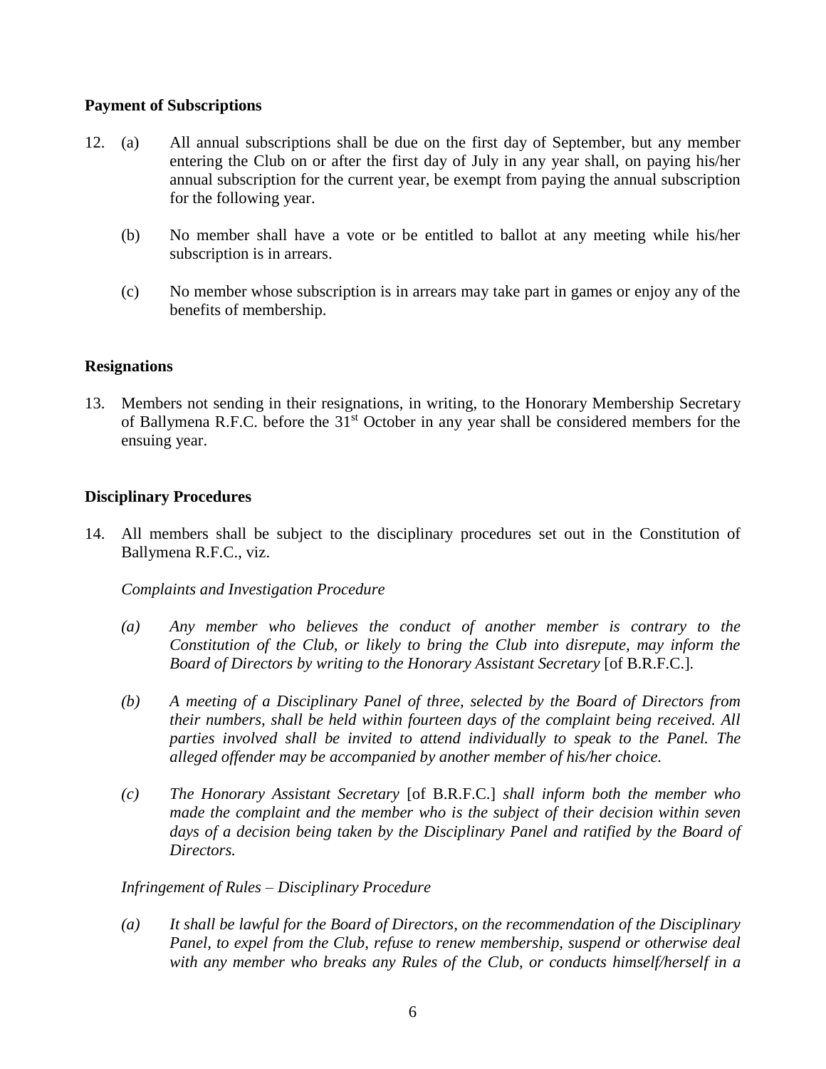**Payment of Subscriptions**

12. (a) All annual subscriptions shall be due on the first day of September, but any member entering the Club on or after the first day of July in any year shall, on paying his/her annual subscription for the current year, be exempt from paying the annual subscription for the following year.

    (b) No member shall have a vote or be entitled to ballot at any meeting while his/her subscription is in arrears.

    (c) No member whose subscription is in arrears may take part in games or enjoy any of the benefits of membership.

**Resignations**

13. Members not sending in their resignations, in writing, to the Honorary Membership Secretary of Ballymena R.F.C. before the 31st October in any year shall be considered members for the ensuing year.

**Disciplinary Procedures**

14. All members shall be subject to the disciplinary procedures set out in the Constitution of Ballymena R.F.C., viz.

    *Complaints and Investigation Procedure*

    *(a) Any member who believes the conduct of another member is contrary to the Constitution of the Club, or likely to bring the Club into disrepute, may inform the Board of Directors by writing to the Honorary Assistant Secretary* [of B.R.F.C.].

    *(b) A meeting of a Disciplinary Panel of three, selected by the Board of Directors from their numbers, shall be held within fourteen days of the complaint being received. All parties involved shall be invited to attend individually to speak to the Panel. The alleged offender may be accompanied by another member of his/her choice.*

    *(c) The Honorary Assistant Secretary* [of B.R.F.C.] *shall inform both the member who made the complaint and the member who is the subject of their decision within seven days of a decision being taken by the Disciplinary Panel and ratified by the Board of Directors.*

    *Infringement of Rules – Disciplinary Procedure*

    *(a) It shall be lawful for the Board of Directors, on the recommendation of the Disciplinary Panel, to expel from the Club, refuse to renew membership, suspend or otherwise deal with any member who breaks any Rules of the Club, or conducts himself/herself in a*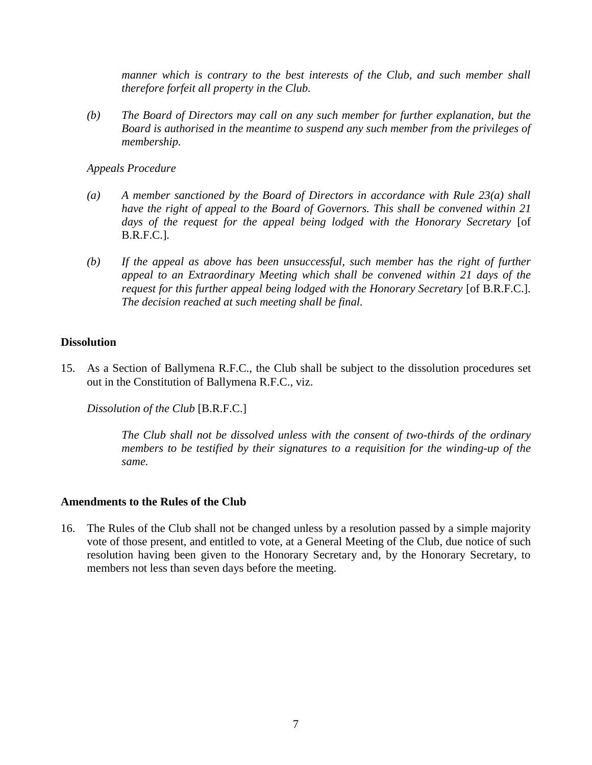*manner which is contrary to the best interests of the Club, and such member shall therefore forfeit all property in the Club.*

*(b) The Board of Directors may call on any such member for further explanation, but the Board is authorised in the meantime to suspend any such member from the privileges of membership.*

*Appeals Procedure*

*(a) A member sanctioned by the Board of Directors in accordance with Rule 23(a) shall have the right of appeal to the Board of Governors. This shall be convened within 21 days of the request for the appeal being lodged with the Honorary Secretary* [of B.R.F.C.].

*(b) If the appeal as above has been unsuccessful, such member has the right of further appeal to an Extraordinary Meeting which shall be convened within 21 days of the request for this further appeal being lodged with the Honorary Secretary* [of B.R.F.C.]. *The decision reached at such meeting shall be final.*

**Dissolution**

15. As a Section of Ballymena R.F.C., the Club shall be subject to the dissolution procedures set out in the Constitution of Ballymena R.F.C., viz.

*Dissolution of the Club* [B.R.F.C.]

> *The Club shall not be dissolved unless with the consent of two-thirds of the ordinary members to be testified by their signatures to a requisition for the winding-up of the same.*

**Amendments to the Rules of the Club**

16. The Rules of the Club shall not be changed unless by a resolution passed by a simple majority vote of those present, and entitled to vote, at a General Meeting of the Club, due notice of such resolution having been given to the Honorary Secretary and, by the Honorary Secretary, to members not less than seven days before the meeting.